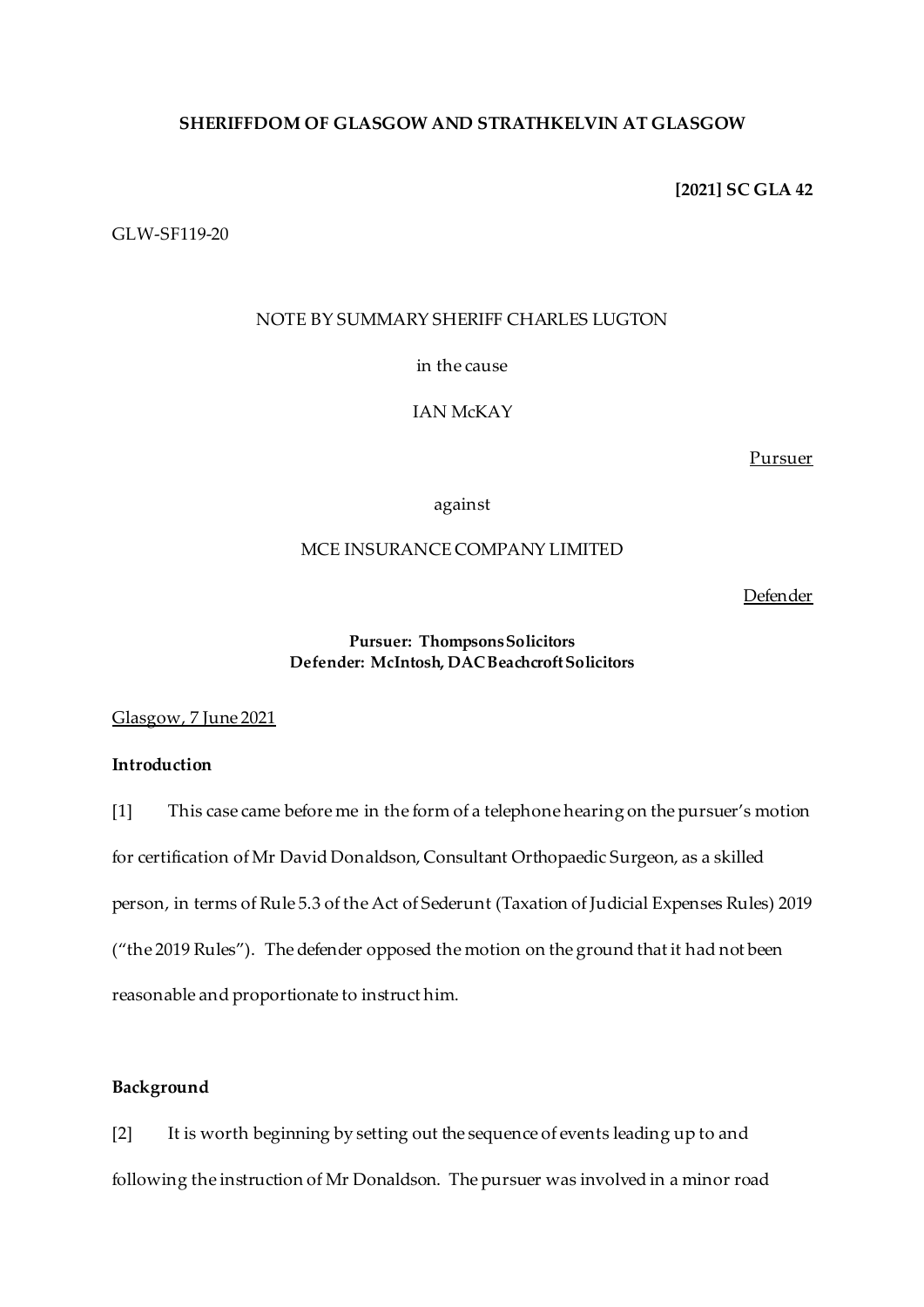**SHERIFFDOM OF GLASGOW AND STRATHKELVIN AT GLASGOW**

**[2021] SC GLA 42**

GLW-SF119-20

NOTE BY SUMMARY SHERIFF CHARLES LUGTON

in the cause

IAN McKAY

Pursuer

against

MCE INSURANCE COMPANY LIMITED

Defender

**Pursuer: Thompsons Solicitors**
**Defender: McIntosh, DAC Beachcroft Solicitors**

Glasgow, 7 June 2021

**Introduction**

[1] This case came before me in the form of a telephone hearing on the pursuer's motion for certification of Mr David Donaldson, Consultant Orthopaedic Surgeon, as a skilled person, in terms of Rule 5.3 of the Act of Sederunt (Taxation of Judicial Expenses Rules) 2019 ("the 2019 Rules"). The defender opposed the motion on the ground that it had not been reasonable and proportionate to instruct him.

**Background**

[2] It is worth beginning by setting out the sequence of events leading up to and following the instruction of Mr Donaldson. The pursuer was involved in a minor road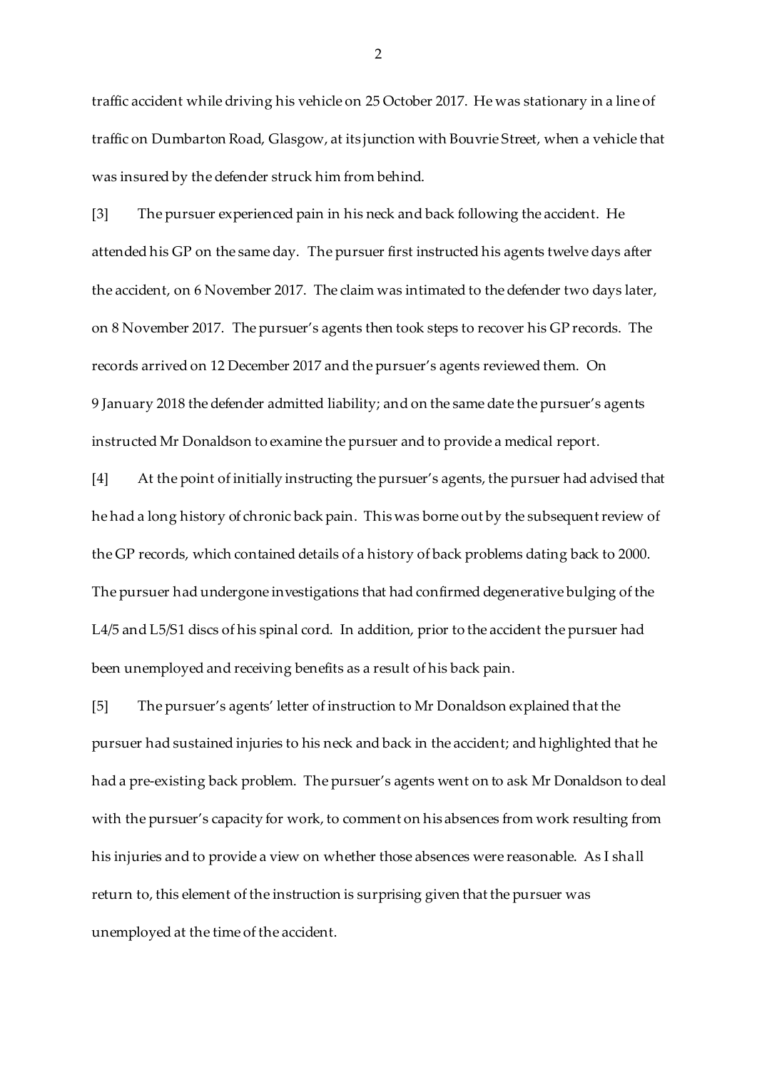traffic accident while driving his vehicle on 25 October 2017. He was stationary in a line of traffic on Dumbarton Road, Glasgow, at its junction with Bouvrie Street, when a vehicle that was insured by the defender struck him from behind.

[3] The pursuer experienced pain in his neck and back following the accident. He attended his GP on the same day. The pursuer first instructed his agents twelve days after the accident, on 6 November 2017. The claim was intimated to the defender two days later, on 8 November 2017. The pursuer's agents then took steps to recover his GP records. The records arrived on 12 December 2017 and the pursuer's agents reviewed them. On 9 January 2018 the defender admitted liability; and on the same date the pursuer's agents instructed Mr Donaldson to examine the pursuer and to provide a medical report.

[4] At the point of initially instructing the pursuer's agents, the pursuer had advised that he had a long history of chronic back pain. This was borne out by the subsequent review of the GP records, which contained details of a history of back problems dating back to 2000. The pursuer had undergone investigations that had confirmed degenerative bulging of the L4/5 and L5/S1 discs of his spinal cord. In addition, prior to the accident the pursuer had been unemployed and receiving benefits as a result of his back pain.

[5] The pursuer's agents' letter of instruction to Mr Donaldson explained that the pursuer had sustained injuries to his neck and back in the accident; and highlighted that he had a pre-existing back problem. The pursuer's agents went on to ask Mr Donaldson to deal with the pursuer's capacity for work, to comment on his absences from work resulting from his injuries and to provide a view on whether those absences were reasonable. As I shall return to, this element of the instruction is surprising given that the pursuer was unemployed at the time of the accident.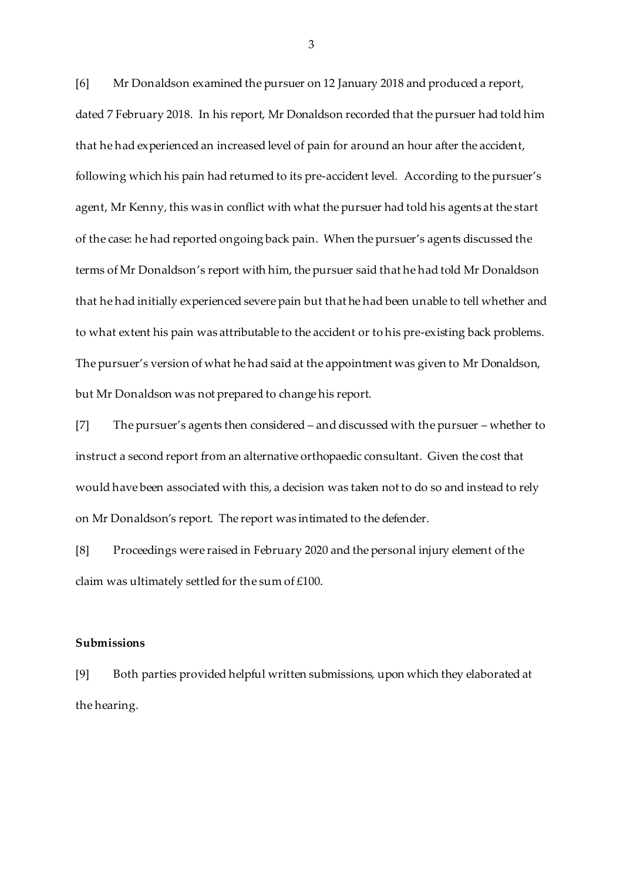[6] Mr Donaldson examined the pursuer on 12 January 2018 and produced a report, dated 7 February 2018. In his report, Mr Donaldson recorded that the pursuer had told him that he had experienced an increased level of pain for around an hour after the accident, following which his pain had returned to its pre-accident level. According to the pursuer's agent, Mr Kenny, this was in conflict with what the pursuer had told his agents at the start of the case: he had reported ongoing back pain. When the pursuer's agents discussed the terms of Mr Donaldson's report with him, the pursuer said that he had told Mr Donaldson that he had initially experienced severe pain but that he had been unable to tell whether and to what extent his pain was attributable to the accident or to his pre-existing back problems. The pursuer's version of what he had said at the appointment was given to Mr Donaldson, but Mr Donaldson was not prepared to change his report.

[7] The pursuer's agents then considered – and discussed with the pursuer – whether to instruct a second report from an alternative orthopaedic consultant. Given the cost that would have been associated with this, a decision was taken not to do so and instead to rely on Mr Donaldson's report. The report was intimated to the defender.

[8] Proceedings were raised in February 2020 and the personal injury element of the claim was ultimately settled for the sum of £100.

## Submissions

[9] Both parties provided helpful written submissions, upon which they elaborated at the hearing.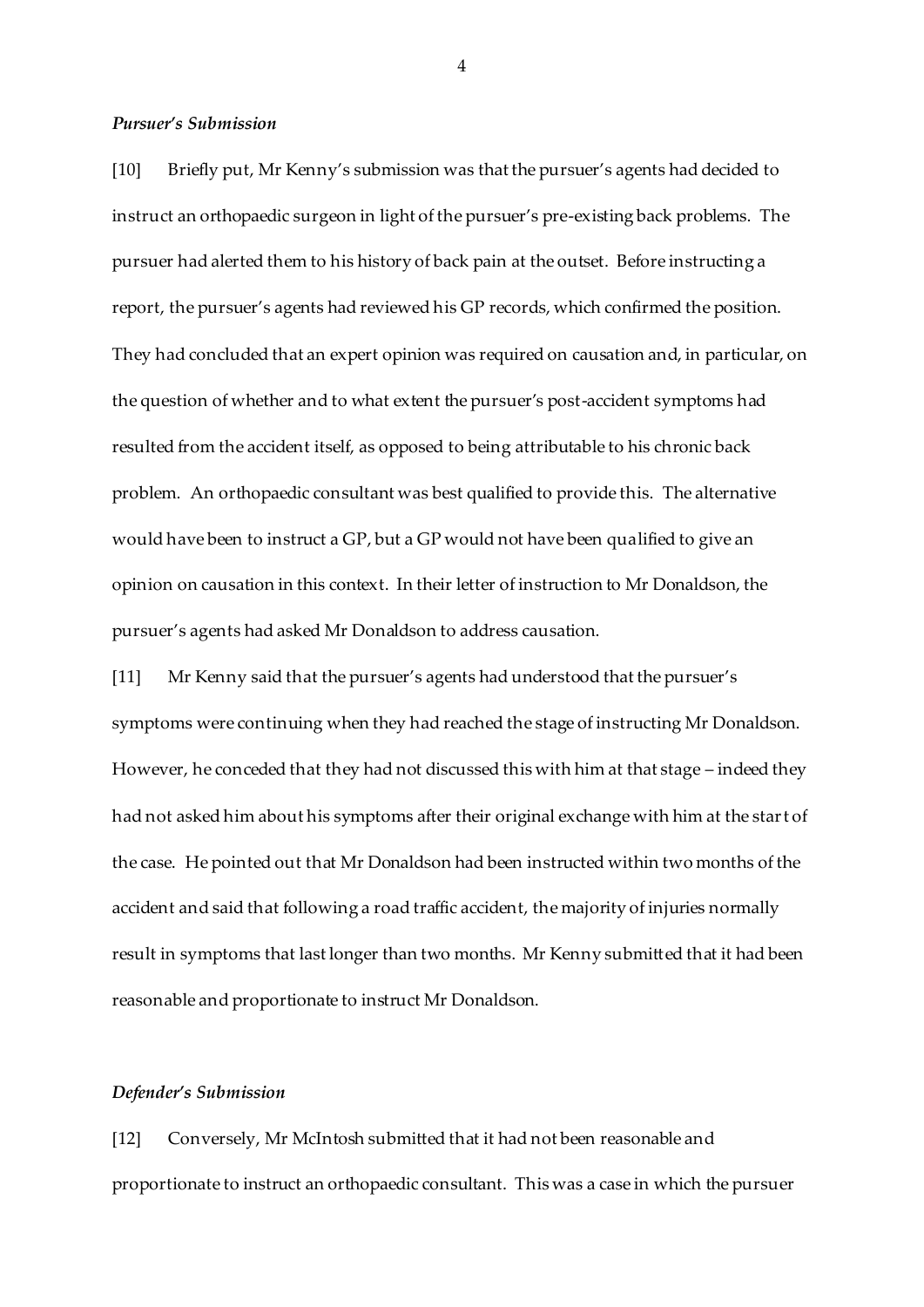### *Pursuer's Submission*

[10] Briefly put, Mr Kenny's submission was that the pursuer's agents had decided to instruct an orthopaedic surgeon in light of the pursuer's pre-existing back problems. The pursuer had alerted them to his history of back pain at the outset. Before instructing a report, the pursuer's agents had reviewed his GP records, which confirmed the position. They had concluded that an expert opinion was required on causation and, in particular, on the question of whether and to what extent the pursuer's post-accident symptoms had resulted from the accident itself, as opposed to being attributable to his chronic back problem. An orthopaedic consultant was best qualified to provide this. The alternative would have been to instruct a GP, but a GP would not have been qualified to give an opinion on causation in this context. In their letter of instruction to Mr Donaldson, the pursuer's agents had asked Mr Donaldson to address causation.

[11] Mr Kenny said that the pursuer's agents had understood that the pursuer's symptoms were continuing when they had reached the stage of instructing Mr Donaldson. However, he conceded that they had not discussed this with him at that stage – indeed they had not asked him about his symptoms after their original exchange with him at the start of the case. He pointed out that Mr Donaldson had been instructed within two months of the accident and said that following a road traffic accident, the majority of injuries normally result in symptoms that last longer than two months. Mr Kenny submitted that it had been reasonable and proportionate to instruct Mr Donaldson.

### *Defender's Submission*

[12] Conversely, Mr McIntosh submitted that it had not been reasonable and proportionate to instruct an orthopaedic consultant. This was a case in which the pursuer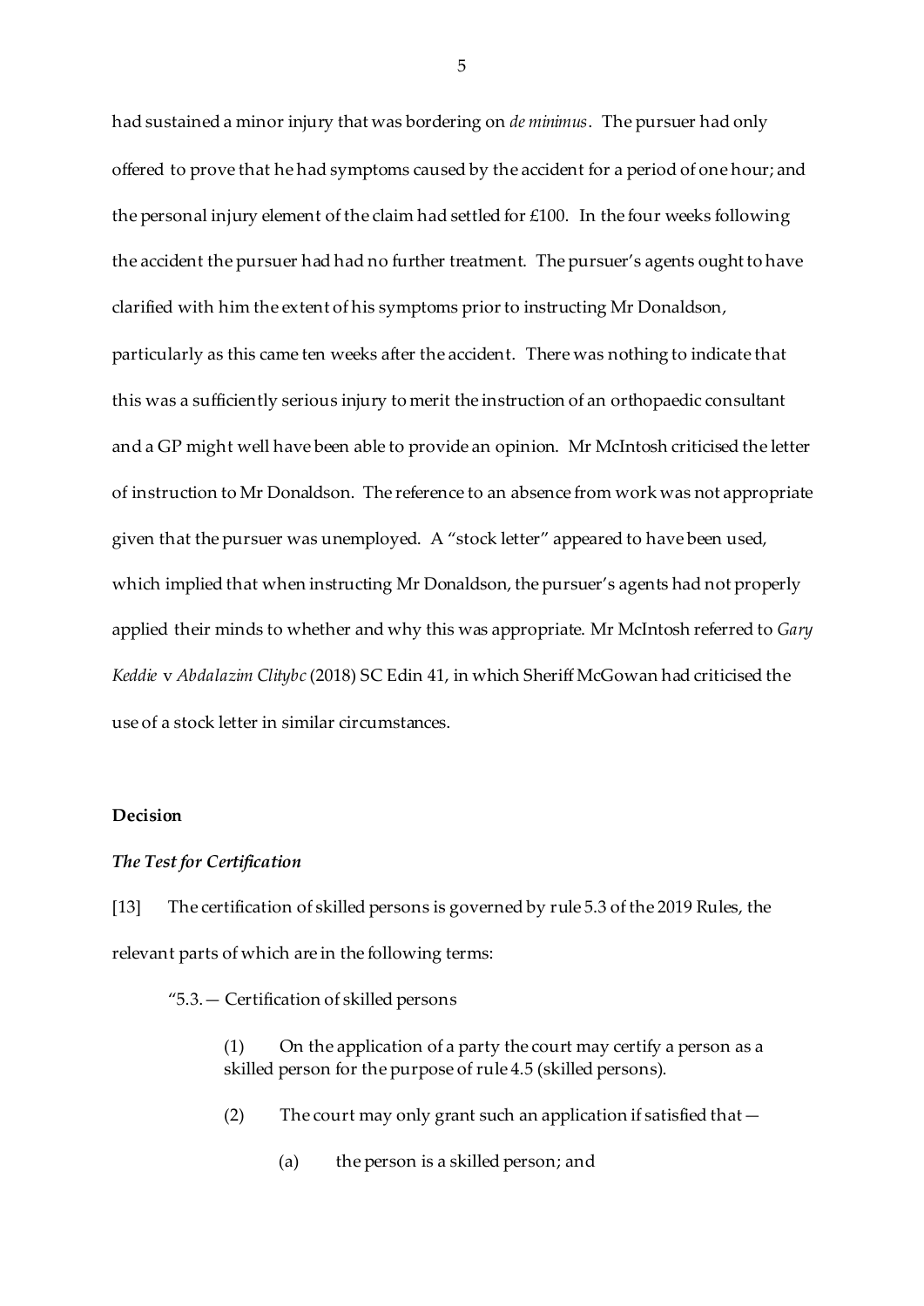had sustained a minor injury that was bordering on *de minimus*. The pursuer had only offered to prove that he had symptoms caused by the accident for a period of one hour; and the personal injury element of the claim had settled for £100. In the four weeks following the accident the pursuer had had no further treatment. The pursuer's agents ought to have clarified with him the extent of his symptoms prior to instructing Mr Donaldson, particularly as this came ten weeks after the accident. There was nothing to indicate that this was a sufficiently serious injury to merit the instruction of an orthopaedic consultant and a GP might well have been able to provide an opinion. Mr McIntosh criticised the letter of instruction to Mr Donaldson. The reference to an absence from work was not appropriate given that the pursuer was unemployed. A "stock letter" appeared to have been used, which implied that when instructing Mr Donaldson, the pursuer's agents had not properly applied their minds to whether and why this was appropriate. Mr McIntosh referred to *Gary Keddie* v *Abdalazim Clitybc* (2018) SC Edin 41, in which Sheriff McGowan had criticised the use of a stock letter in similar circumstances.

## Decision

### *The Test for Certification*

[13] The certification of skilled persons is governed by rule 5.3 of the 2019 Rules, the relevant parts of which are in the following terms:

> "5.3.— Certification of skilled persons
>
> (1) On the application of a party the court may certify a person as a skilled person for the purpose of rule 4.5 (skilled persons).
>
> (2) The court may only grant such an application if satisfied that—
>
> (a) the person is a skilled person; and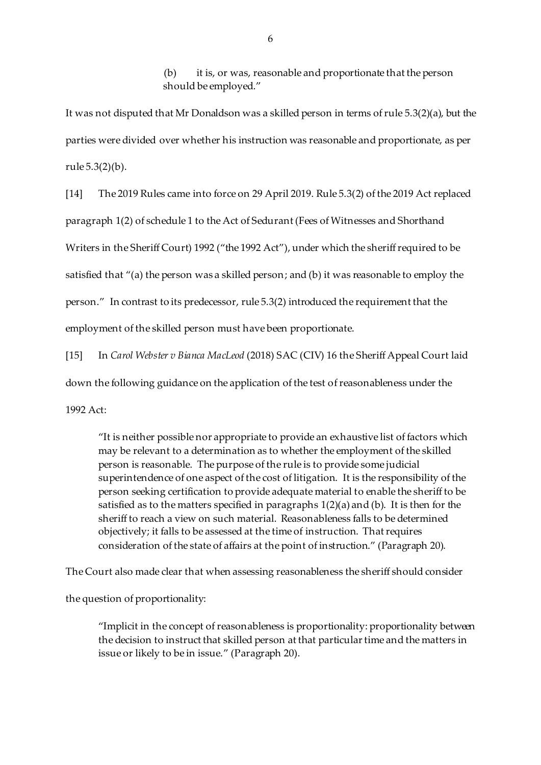> (b) it is, or was, reasonable and proportionate that the person should be employed."

It was not disputed that Mr Donaldson was a skilled person in terms of rule 5.3(2)(a), but the parties were divided over whether his instruction was reasonable and proportionate, as per rule 5.3(2)(b).

[14] The 2019 Rules came into force on 29 April 2019. Rule 5.3(2) of the 2019 Act replaced paragraph 1(2) of schedule 1 to the Act of Sedurant (Fees of Witnesses and Shorthand Writers in the Sheriff Court) 1992 ("the 1992 Act"), under which the sheriff required to be satisfied that "(a) the person was a skilled person; and (b) it was reasonable to employ the person." In contrast to its predecessor, rule 5.3(2) introduced the requirement that the employment of the skilled person must have been proportionate.

[15] In *Carol Webster v Bianca MacLeod* (2018) SAC (CIV) 16 the Sheriff Appeal Court laid down the following guidance on the application of the test of reasonableness under the 1992 Act:

> "It is neither possible nor appropriate to provide an exhaustive list of factors which may be relevant to a determination as to whether the employment of the skilled person is reasonable. The purpose of the rule is to provide some judicial superintendence of one aspect of the cost of litigation. It is the responsibility of the person seeking certification to provide adequate material to enable the sheriff to be satisfied as to the matters specified in paragraphs 1(2)(a) and (b). It is then for the sheriff to reach a view on such material. Reasonableness falls to be determined objectively; it falls to be assessed at the time of instruction. That requires consideration of the state of affairs at the point of instruction." (Paragraph 20).

The Court also made clear that when assessing reasonableness the sheriff should consider the question of proportionality:

> "Implicit in the concept of reasonableness is proportionality: proportionality between the decision to instruct that skilled person at that particular time and the matters in issue or likely to be in issue." (Paragraph 20).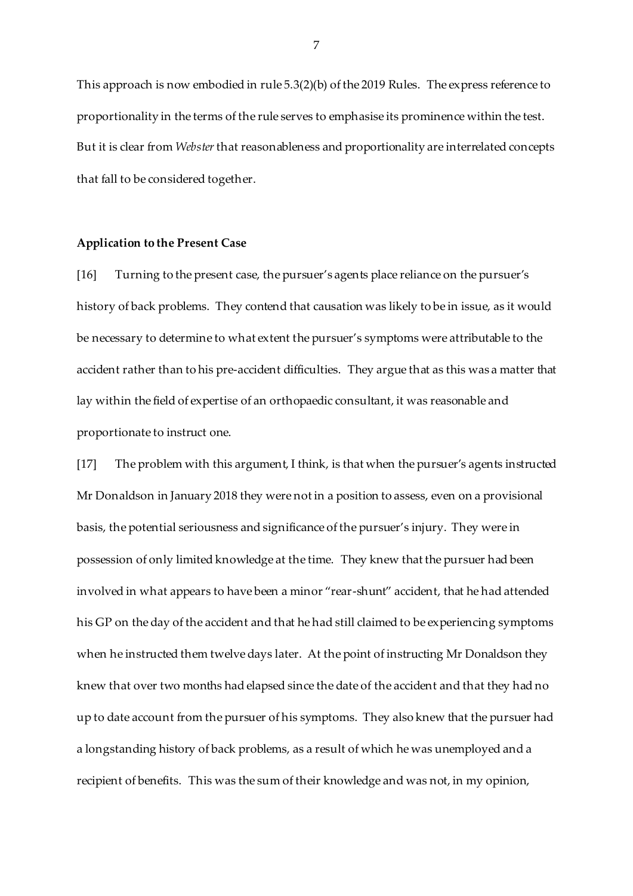This approach is now embodied in rule 5.3(2)(b) of the 2019 Rules. The express reference to proportionality in the terms of the rule serves to emphasise its prominence within the test. But it is clear from *Webster* that reasonableness and proportionality are interrelated concepts that fall to be considered together.

**Application to the Present Case**

[16] Turning to the present case, the pursuer's agents place reliance on the pursuer's history of back problems. They contend that causation was likely to be in issue, as it would be necessary to determine to what extent the pursuer's symptoms were attributable to the accident rather than to his pre-accident difficulties. They argue that as this was a matter that lay within the field of expertise of an orthopaedic consultant, it was reasonable and proportionate to instruct one.

[17] The problem with this argument, I think, is that when the pursuer's agents instructed Mr Donaldson in January 2018 they were not in a position to assess, even on a provisional basis, the potential seriousness and significance of the pursuer's injury. They were in possession of only limited knowledge at the time. They knew that the pursuer had been involved in what appears to have been a minor "rear-shunt" accident, that he had attended his GP on the day of the accident and that he had still claimed to be experiencing symptoms when he instructed them twelve days later. At the point of instructing Mr Donaldson they knew that over two months had elapsed since the date of the accident and that they had no up to date account from the pursuer of his symptoms. They also knew that the pursuer had a longstanding history of back problems, as a result of which he was unemployed and a recipient of benefits. This was the sum of their knowledge and was not, in my opinion,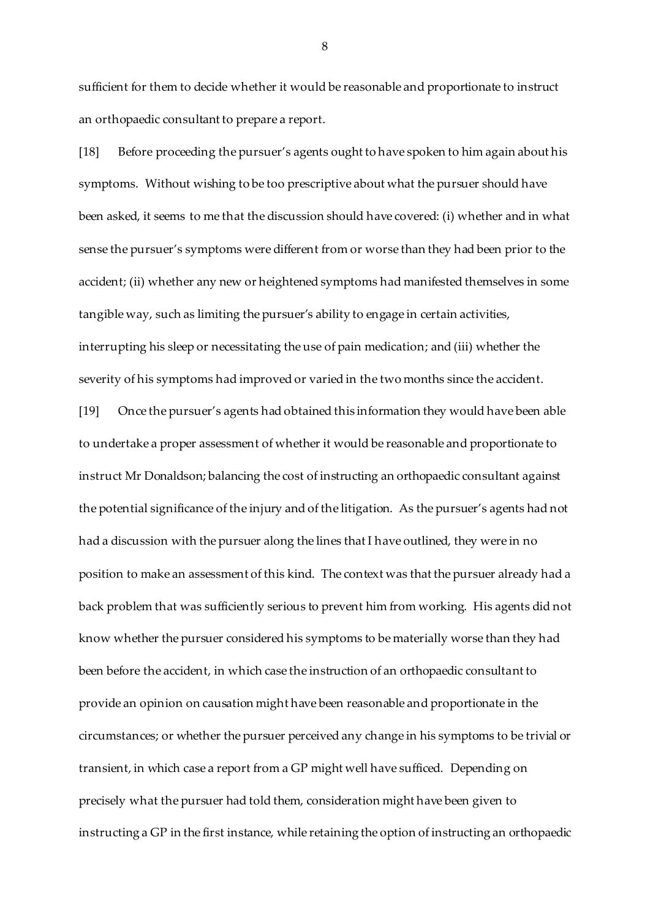sufficient for them to decide whether it would be reasonable and proportionate to instruct an orthopaedic consultant to prepare a report.

[18] Before proceeding the pursuer's agents ought to have spoken to him again about his symptoms. Without wishing to be too prescriptive about what the pursuer should have been asked, it seems to me that the discussion should have covered: (i) whether and in what sense the pursuer's symptoms were different from or worse than they had been prior to the accident; (ii) whether any new or heightened symptoms had manifested themselves in some tangible way, such as limiting the pursuer's ability to engage in certain activities, interrupting his sleep or necessitating the use of pain medication; and (iii) whether the severity of his symptoms had improved or varied in the two months since the accident.

[19] Once the pursuer's agents had obtained this information they would have been able to undertake a proper assessment of whether it would be reasonable and proportionate to instruct Mr Donaldson; balancing the cost of instructing an orthopaedic consultant against the potential significance of the injury and of the litigation. As the pursuer's agents had not had a discussion with the pursuer along the lines that I have outlined, they were in no position to make an assessment of this kind. The context was that the pursuer already had a back problem that was sufficiently serious to prevent him from working. His agents did not know whether the pursuer considered his symptoms to be materially worse than they had been before the accident, in which case the instruction of an orthopaedic consultant to provide an opinion on causation might have been reasonable and proportionate in the circumstances; or whether the pursuer perceived any change in his symptoms to be trivial or transient, in which case a report from a GP might well have sufficed. Depending on precisely what the pursuer had told them, consideration might have been given to instructing a GP in the first instance, while retaining the option of instructing an orthopaedic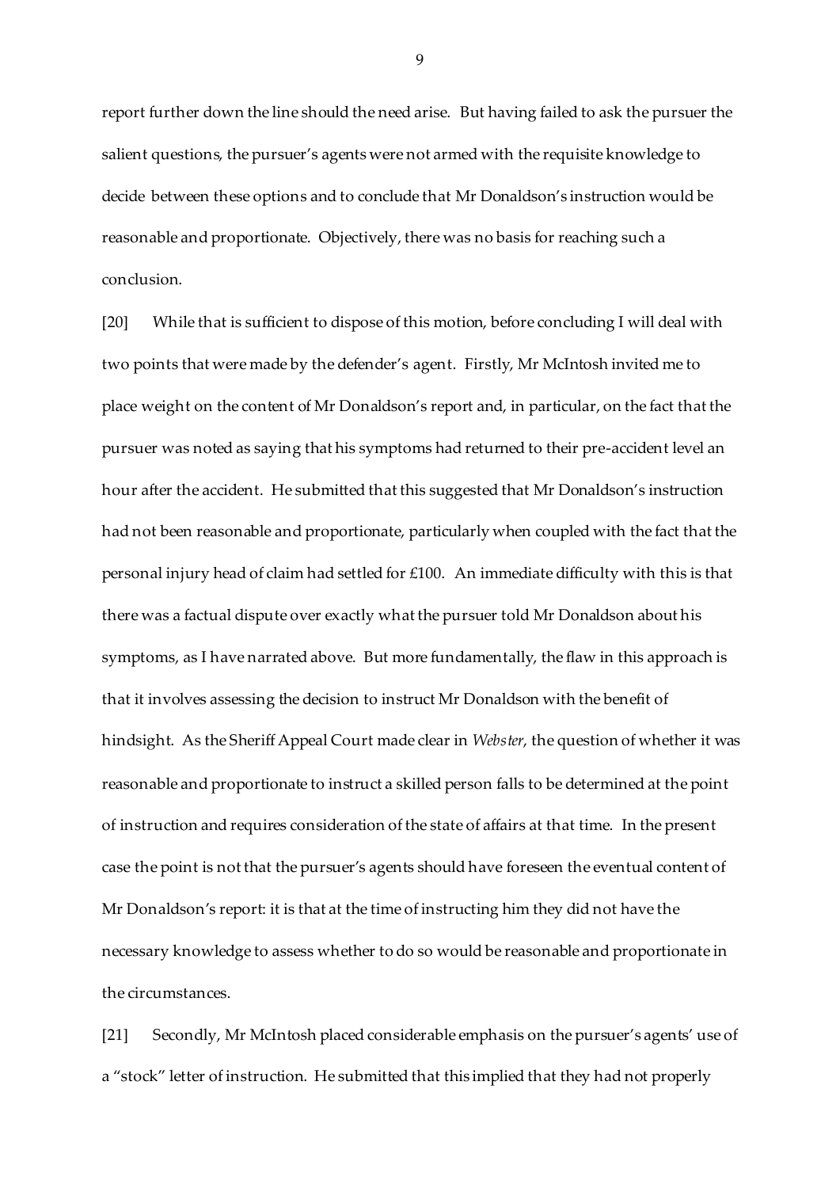report further down the line should the need arise. But having failed to ask the pursuer the salient questions, the pursuer's agents were not armed with the requisite knowledge to decide between these options and to conclude that Mr Donaldson's instruction would be reasonable and proportionate. Objectively, there was no basis for reaching such a conclusion.

[20] While that is sufficient to dispose of this motion, before concluding I will deal with two points that were made by the defender's agent. Firstly, Mr McIntosh invited me to place weight on the content of Mr Donaldson's report and, in particular, on the fact that the pursuer was noted as saying that his symptoms had returned to their pre-accident level an hour after the accident. He submitted that this suggested that Mr Donaldson's instruction had not been reasonable and proportionate, particularly when coupled with the fact that the personal injury head of claim had settled for £100. An immediate difficulty with this is that there was a factual dispute over exactly what the pursuer told Mr Donaldson about his symptoms, as I have narrated above. But more fundamentally, the flaw in this approach is that it involves assessing the decision to instruct Mr Donaldson with the benefit of hindsight. As the Sheriff Appeal Court made clear in *Webster*, the question of whether it was reasonable and proportionate to instruct a skilled person falls to be determined at the point of instruction and requires consideration of the state of affairs at that time. In the present case the point is not that the pursuer's agents should have foreseen the eventual content of Mr Donaldson's report: it is that at the time of instructing him they did not have the necessary knowledge to assess whether to do so would be reasonable and proportionate in the circumstances.

[21] Secondly, Mr McIntosh placed considerable emphasis on the pursuer's agents' use of a "stock" letter of instruction. He submitted that this implied that they had not properly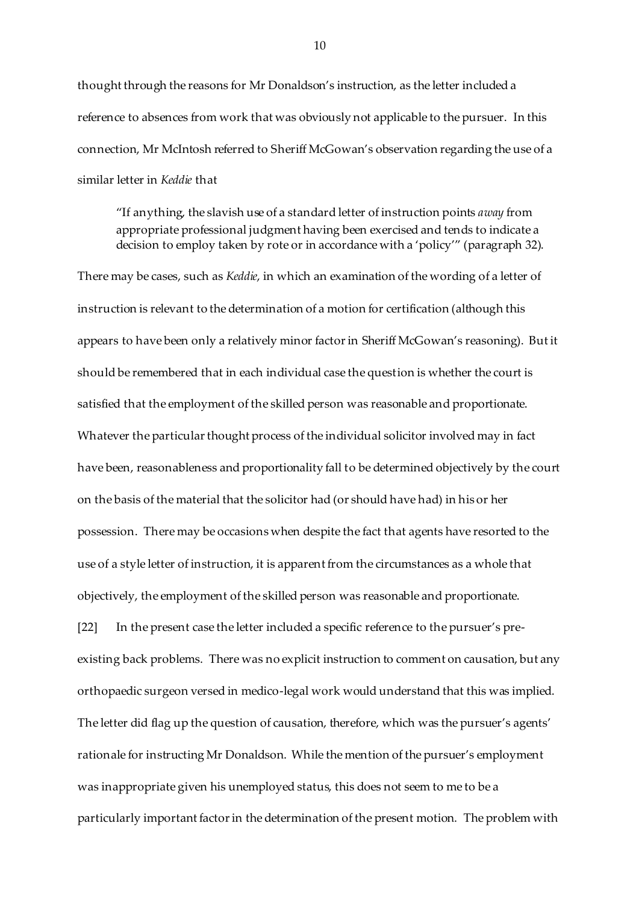thought through the reasons for Mr Donaldson's instruction, as the letter included a reference to absences from work that was obviously not applicable to the pursuer. In this connection, Mr McIntosh referred to Sheriff McGowan's observation regarding the use of a similar letter in *Keddie* that

> "If anything, the slavish use of a standard letter of instruction points *away* from appropriate professional judgment having been exercised and tends to indicate a decision to employ taken by rote or in accordance with a 'policy'" (paragraph 32).

There may be cases, such as *Keddie*, in which an examination of the wording of a letter of instruction is relevant to the determination of a motion for certification (although this appears to have been only a relatively minor factor in Sheriff McGowan's reasoning). But it should be remembered that in each individual case the question is whether the court is satisfied that the employment of the skilled person was reasonable and proportionate. Whatever the particular thought process of the individual solicitor involved may in fact have been, reasonableness and proportionality fall to be determined objectively by the court on the basis of the material that the solicitor had (or should have had) in his or her possession. There may be occasions when despite the fact that agents have resorted to the use of a style letter of instruction, it is apparent from the circumstances as a whole that objectively, the employment of the skilled person was reasonable and proportionate.

[22] In the present case the letter included a specific reference to the pursuer's pre-existing back problems. There was no explicit instruction to comment on causation, but any orthopaedic surgeon versed in medico-legal work would understand that this was implied. The letter did flag up the question of causation, therefore, which was the pursuer's agents' rationale for instructing Mr Donaldson. While the mention of the pursuer's employment was inappropriate given his unemployed status, this does not seem to me to be a particularly important factor in the determination of the present motion. The problem with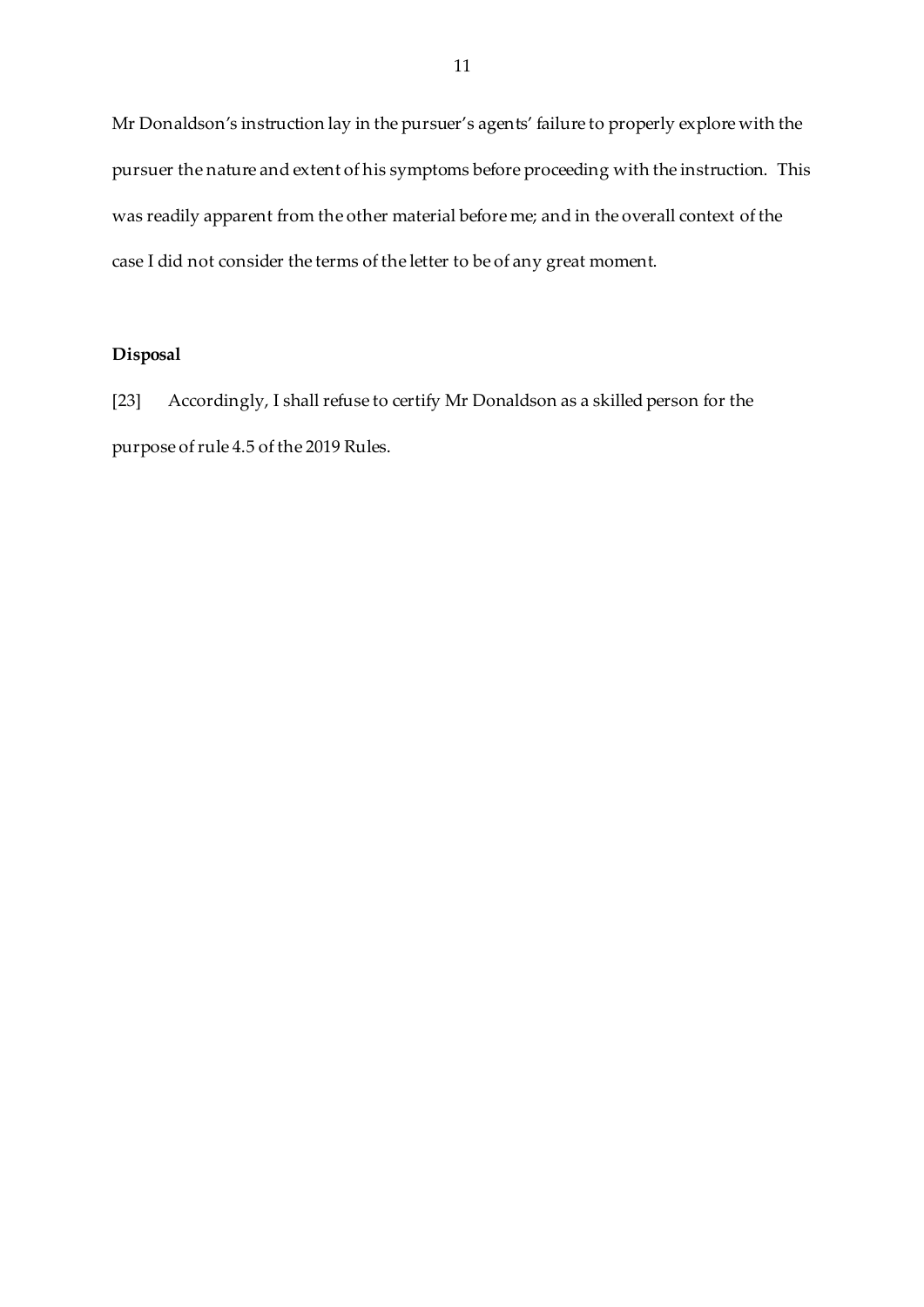Mr Donaldson's instruction lay in the pursuer's agents' failure to properly explore with the pursuer the nature and extent of his symptoms before proceeding with the instruction. This was readily apparent from the other material before me; and in the overall context of the case I did not consider the terms of the letter to be of any great moment.

**Disposal**

[23] Accordingly, I shall refuse to certify Mr Donaldson as a skilled person for the purpose of rule 4.5 of the 2019 Rules.